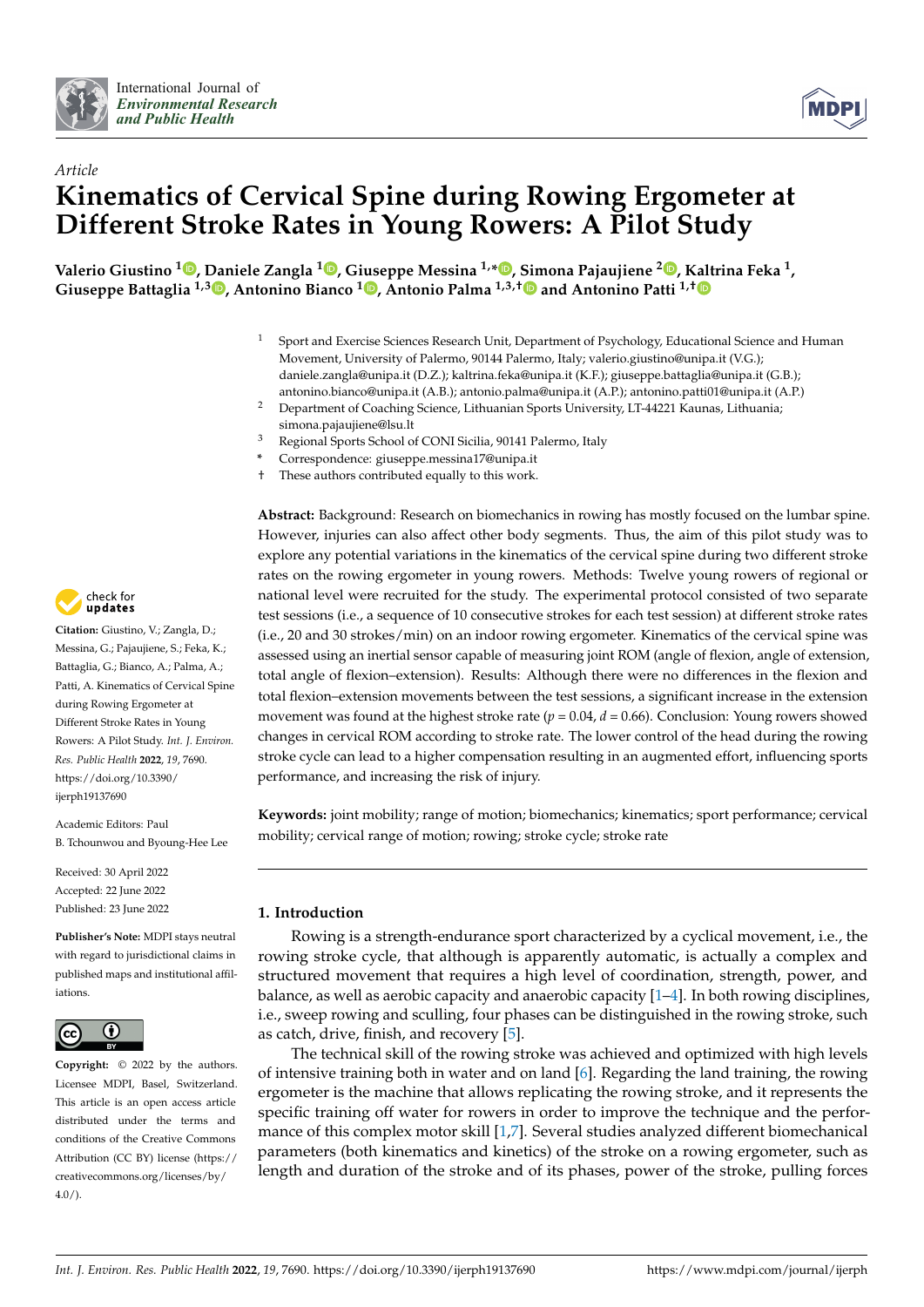Article

# Kinematics of Cervical Spine during Rowing Ergometer at Different Stroke Rates in Young Rowers: A Pilot Study

**Valerio Giustino [1], Daniele Zangla [1], Giuseppe Messina [1,*], Simona Pajaujiene [2], Kaltrina Feka [1], Giuseppe Battaglia [1,3], Antonino Bianco [1], Antonio Palma [1,3,†] and Antonino Patti [1,†]**

1 Sport and Exercise Sciences Research Unit, Department of Psychology, Educational Science and Human Movement, University of Palermo, 90144 Palermo, Italy; valerio.giustino@unipa.it (V.G.); daniele.zangla@unipa.it (D.Z.); kaltrina.feka@unipa.it (K.F.); giuseppe.battaglia@unipa.it (G.B.); antonino.bianco@unipa.it (A.B.); antonio.palma@unipa.it (A.P.); antonino.patti01@unipa.it (A.P.)
2 Department of Coaching Science, Lithuanian Sports University, LT-44221 Kaunas, Lithuania; simona.pajaujiene@lsu.lt
3 Regional Sports School of CONI Sicilia, 90141 Palermo, Italy
* Correspondence: giuseppe.messina17@unipa.it
† These authors contributed equally to this work.

**Citation:** Giustino, V.; Zangla, D.; Messina, G.; Pajaujiene, S.; Feka, K.; Battaglia, G.; Bianco, A.; Palma, A.; Patti, A. Kinematics of Cervical Spine during Rowing Ergometer at Different Stroke Rates in Young Rowers: A Pilot Study. *Int. J. Environ. Res. Public Health* **2022**, *19*, 7690. https://doi.org/10.3390/ijerph19137690

Academic Editors: Paul B. Tchounwou and Byoung-Hee Lee

Received: 30 April 2022
Accepted: 22 June 2022
Published: 23 June 2022

**Publisher's Note:** MDPI stays neutral with regard to jurisdictional claims in published maps and institutional affiliations.

**Copyright:** © 2022 by the authors. Licensee MDPI, Basel, Switzerland. This article is an open access article distributed under the terms and conditions of the Creative Commons Attribution (CC BY) license (https://creativecommons.org/licenses/by/4.0/).

**Abstract:** Background: Research on biomechanics in rowing has mostly focused on the lumbar spine. However, injuries can also affect other body segments. Thus, the aim of this pilot study was to explore any potential variations in the kinematics of the cervical spine during two different stroke rates on the rowing ergometer in young rowers. Methods: Twelve young rowers of regional or national level were recruited for the study. The experimental protocol consisted of two separate test sessions (i.e., a sequence of 10 consecutive strokes for each test session) at different stroke rates (i.e., 20 and 30 strokes/min) on an indoor rowing ergometer. Kinematics of the cervical spine was assessed using an inertial sensor capable of measuring joint ROM (angle of flexion, angle of extension, total angle of flexion–extension). Results: Although there were no differences in the flexion and total flexion–extension movements between the test sessions, a significant increase in the extension movement was found at the highest stroke rate ($p = 0.04$, $d = 0.66$). Conclusion: Young rowers showed changes in cervical ROM according to stroke rate. The lower control of the head during the rowing stroke cycle can lead to a higher compensation resulting in an augmented effort, influencing sports performance, and increasing the risk of injury.

**Keywords:** joint mobility; range of motion; biomechanics; kinematics; sport performance; cervical mobility; cervical range of motion; rowing; stroke cycle; stroke rate

## 1. Introduction

Rowing is a strength-endurance sport characterized by a cyclical movement, i.e., the rowing stroke cycle, that although is apparently automatic, is actually a complex and structured movement that requires a high level of coordination, strength, power, and balance, as well as aerobic capacity and anaerobic capacity [1–4]. In both rowing disciplines, i.e., sweep rowing and sculling, four phases can be distinguished in the rowing stroke, such as catch, drive, finish, and recovery [5].

The technical skill of the rowing stroke was achieved and optimized with high levels of intensive training both in water and on land [6]. Regarding the land training, the rowing ergometer is the machine that allows replicating the rowing stroke, and it represents the specific training off water for rowers in order to improve the technique and the performance of this complex motor skill [1,7]. Several studies analyzed different biomechanical parameters (both kinematics and kinetics) of the stroke on a rowing ergometer, such as length and duration of the stroke and of its phases, power of the stroke, pulling forces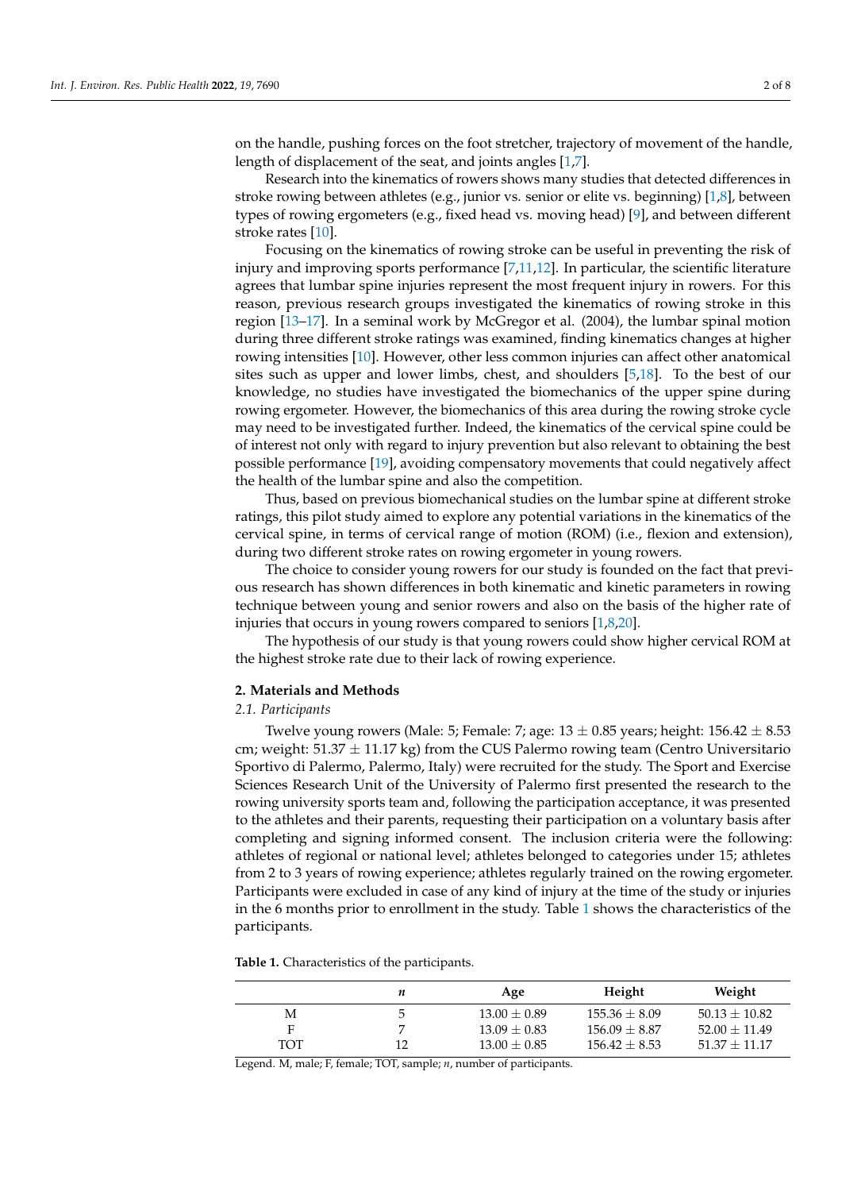on the handle, pushing forces on the foot stretcher, trajectory of movement of the handle, length of displacement of the seat, and joints angles [1,7].

Research into the kinematics of rowers shows many studies that detected differences in stroke rowing between athletes (e.g., junior vs. senior or elite vs. beginning) [1,8], between types of rowing ergometers (e.g., fixed head vs. moving head) [9], and between different stroke rates [10].

Focusing on the kinematics of rowing stroke can be useful in preventing the risk of injury and improving sports performance [7,11,12]. In particular, the scientific literature agrees that lumbar spine injuries represent the most frequent injury in rowers. For this reason, previous research groups investigated the kinematics of rowing stroke in this region [13–17]. In a seminal work by McGregor et al. (2004), the lumbar spinal motion during three different stroke ratings was examined, finding kinematics changes at higher rowing intensities [10]. However, other less common injuries can affect other anatomical sites such as upper and lower limbs, chest, and shoulders [5,18]. To the best of our knowledge, no studies have investigated the biomechanics of the upper spine during rowing ergometer. However, the biomechanics of this area during the rowing stroke cycle may need to be investigated further. Indeed, the kinematics of the cervical spine could be of interest not only with regard to injury prevention but also relevant to obtaining the best possible performance [19], avoiding compensatory movements that could negatively affect the health of the lumbar spine and also the competition.

Thus, based on previous biomechanical studies on the lumbar spine at different stroke ratings, this pilot study aimed to explore any potential variations in the kinematics of the cervical spine, in terms of cervical range of motion (ROM) (i.e., flexion and extension), during two different stroke rates on rowing ergometer in young rowers.

The choice to consider young rowers for our study is founded on the fact that previous research has shown differences in both kinematic and kinetic parameters in rowing technique between young and senior rowers and also on the basis of the higher rate of injuries that occurs in young rowers compared to seniors [1,8,20].

The hypothesis of our study is that young rowers could show higher cervical ROM at the highest stroke rate due to their lack of rowing experience.

## 2. Materials and Methods

### *2.1. Participants*

Twelve young rowers (Male: 5; Female: 7; age: 13 ± 0.85 years; height: 156.42 ± 8.53 cm; weight: 51.37 ± 11.17 kg) from the CUS Palermo rowing team (Centro Universitario Sportivo di Palermo, Palermo, Italy) were recruited for the study. The Sport and Exercise Sciences Research Unit of the University of Palermo first presented the research to the rowing university sports team and, following the participation acceptance, it was presented to the athletes and their parents, requesting their participation on a voluntary basis after completing and signing informed consent. The inclusion criteria were the following: athletes of regional or national level; athletes belonged to categories under 15; athletes from 2 to 3 years of rowing experience; athletes regularly trained on the rowing ergometer. Participants were excluded in case of any kind of injury at the time of the study or injuries in the 6 months prior to enrollment in the study. Table 1 shows the characteristics of the participants.

**Table 1.** Characteristics of the participants.

| | *n* | Age | Height | Weight |
|---|---|---|---|---|
| M | 5 | 13.00 ± 0.89 | 155.36 ± 8.09 | 50.13 ± 10.82 |
| F | 7 | 13.09 ± 0.83 | 156.09 ± 8.87 | 52.00 ± 11.49 |
| TOT | 12 | 13.00 ± 0.85 | 156.42 ± 8.53 | 51.37 ± 11.17 |

Legend. M, male; F, female; TOT, sample; *n*, number of participants.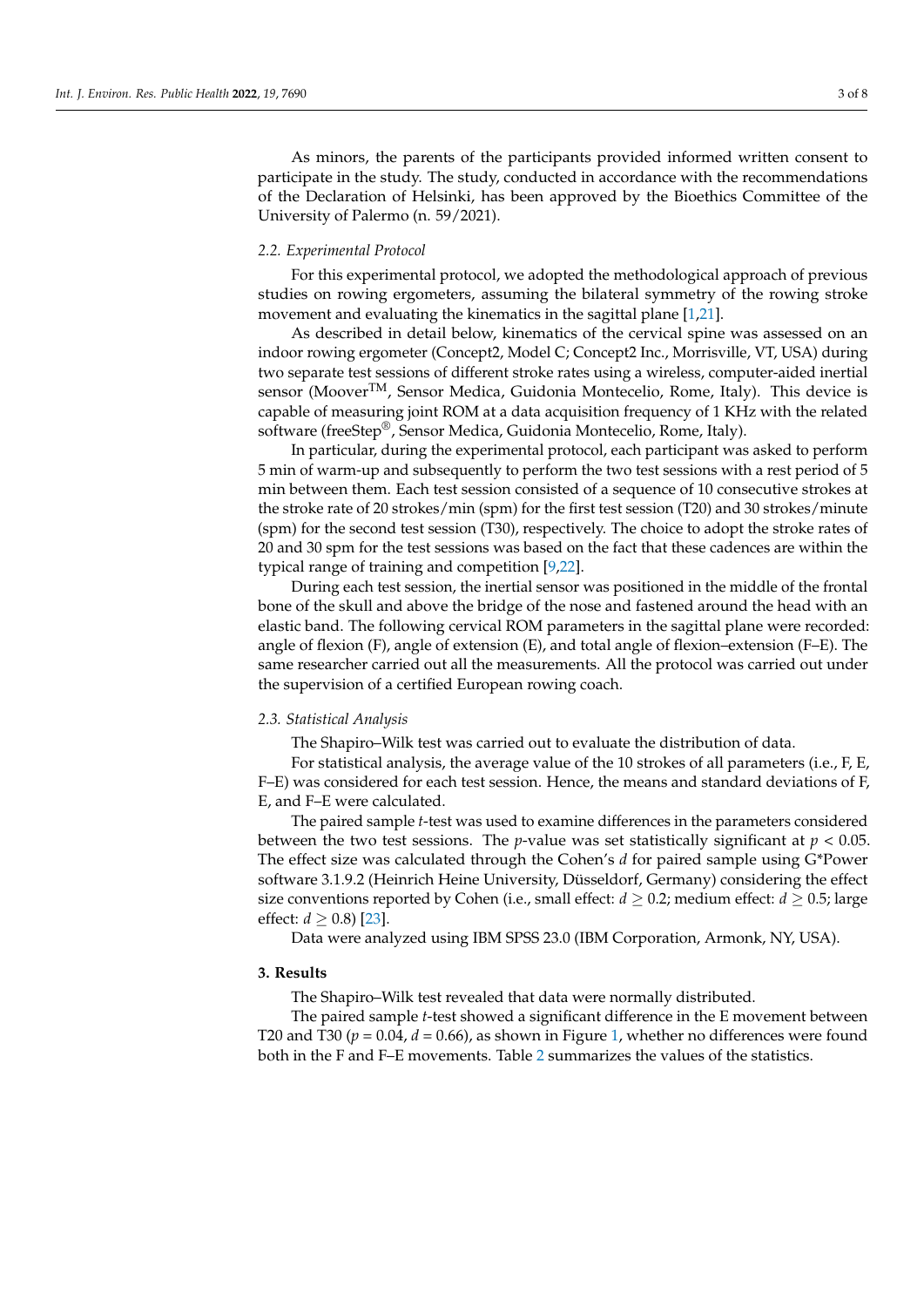As minors, the parents of the participants provided informed written consent to participate in the study. The study, conducted in accordance with the recommendations of the Declaration of Helsinki, has been approved by the Bioethics Committee of the University of Palermo (n. 59/2021).

### *2.2. Experimental Protocol*

For this experimental protocol, we adopted the methodological approach of previous studies on rowing ergometers, assuming the bilateral symmetry of the rowing stroke movement and evaluating the kinematics in the sagittal plane [1,21].

As described in detail below, kinematics of the cervical spine was assessed on an indoor rowing ergometer (Concept2, Model C; Concept2 Inc., Morrisville, VT, USA) during two separate test sessions of different stroke rates using a wireless, computer-aided inertial sensor (Moover™, Sensor Medica, Guidonia Montecelio, Rome, Italy). This device is capable of measuring joint ROM at a data acquisition frequency of 1 KHz with the related software (freeStep®, Sensor Medica, Guidonia Montecelio, Rome, Italy).

In particular, during the experimental protocol, each participant was asked to perform 5 min of warm-up and subsequently to perform the two test sessions with a rest period of 5 min between them. Each test session consisted of a sequence of 10 consecutive strokes at the stroke rate of 20 strokes/min (spm) for the first test session (T20) and 30 strokes/minute (spm) for the second test session (T30), respectively. The choice to adopt the stroke rates of 20 and 30 spm for the test sessions was based on the fact that these cadences are within the typical range of training and competition [9,22].

During each test session, the inertial sensor was positioned in the middle of the frontal bone of the skull and above the bridge of the nose and fastened around the head with an elastic band. The following cervical ROM parameters in the sagittal plane were recorded: angle of flexion (F), angle of extension (E), and total angle of flexion–extension (F–E). The same researcher carried out all the measurements. All the protocol was carried out under the supervision of a certified European rowing coach.

### *2.3. Statistical Analysis*

The Shapiro–Wilk test was carried out to evaluate the distribution of data.

For statistical analysis, the average value of the 10 strokes of all parameters (i.e., F, E, F–E) was considered for each test session. Hence, the means and standard deviations of F, E, and F–E were calculated.

The paired sample *t*-test was used to examine differences in the parameters considered between the two test sessions. The *p*-value was set statistically significant at $p < 0.05$. The effect size was calculated through the Cohen's *d* for paired sample using G*Power software 3.1.9.2 (Heinrich Heine University, Düsseldorf, Germany) considering the effect size conventions reported by Cohen (i.e., small effect: $d \geq 0.2$; medium effect: $d \geq 0.5$; large effect: $d \geq 0.8$) [23].

Data were analyzed using IBM SPSS 23.0 (IBM Corporation, Armonk, NY, USA).

## 3. Results

The Shapiro–Wilk test revealed that data were normally distributed.

The paired sample *t*-test showed a significant difference in the E movement between T20 and T30 ($p = 0.04$, $d = 0.66$), as shown in Figure 1, whether no differences were found both in the F and F–E movements. Table 2 summarizes the values of the statistics.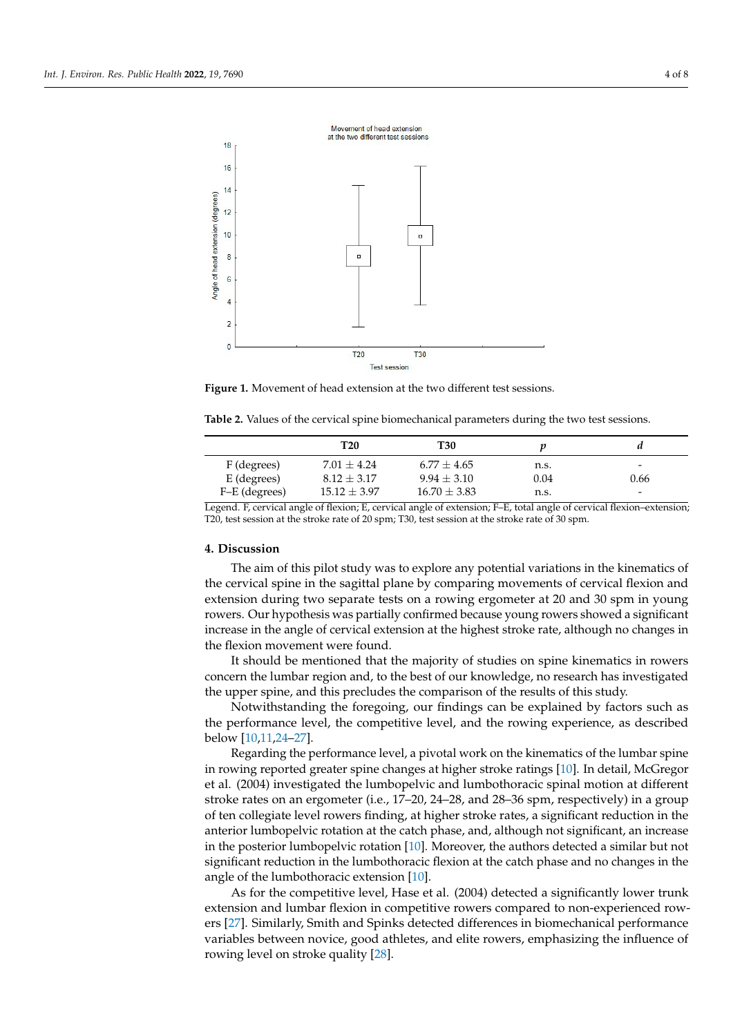Movement of head extension
at the two different test sessions

18
16
14
12
10
8
6
4
2
0

Angle of head extension (degrees)

T20
T30

Test session

**Figure 1.** Movement of head extension at the two different test sessions.

**Table 2.** Values of the cervical spine biomechanical parameters during the two test sessions.

| | T20 | T30 | *p* | *d* |
|---|---|---|---|---|
| F (degrees) | 7.01 ± 4.24 | 6.77 ± 4.65 | n.s. | - |
| E (degrees) | 8.12 ± 3.17 | 9.94 ± 3.10 | 0.04 | 0.66 |
| F–E (degrees) | 15.12 ± 3.97 | 16.70 ± 3.83 | n.s. | - |

Legend. F, cervical angle of flexion; E, cervical angle of extension; F–E, total angle of cervical flexion–extension; T20, test session at the stroke rate of 20 spm; T30, test session at the stroke rate of 30 spm.

## 4. Discussion

The aim of this pilot study was to explore any potential variations in the kinematics of the cervical spine in the sagittal plane by comparing movements of cervical flexion and extension during two separate tests on a rowing ergometer at 20 and 30 spm in young rowers. Our hypothesis was partially confirmed because young rowers showed a significant increase in the angle of cervical extension at the highest stroke rate, although no changes in the flexion movement were found.

It should be mentioned that the majority of studies on spine kinematics in rowers concern the lumbar region and, to the best of our knowledge, no research has investigated the upper spine, and this precludes the comparison of the results of this study.

Notwithstanding the foregoing, our findings can be explained by factors such as the performance level, the competitive level, and the rowing experience, as described below [10,11,24–27].

Regarding the performance level, a pivotal work on the kinematics of the lumbar spine in rowing reported greater spine changes at higher stroke ratings [10]. In detail, McGregor et al. (2004) investigated the lumbopelvic and lumbothoracic spinal motion at different stroke rates on an ergometer (i.e., 17–20, 24–28, and 28–36 spm, respectively) in a group of ten collegiate level rowers finding, at higher stroke rates, a significant reduction in the anterior lumbopelvic rotation at the catch phase, and, although not significant, an increase in the posterior lumbopelvic rotation [10]. Moreover, the authors detected a similar but not significant reduction in the lumbothoracic flexion at the catch phase and no changes in the angle of the lumbothoracic extension [10].

As for the competitive level, Hase et al. (2004) detected a significantly lower trunk extension and lumbar flexion in competitive rowers compared to non-experienced rowers [27]. Similarly, Smith and Spinks detected differences in biomechanical performance variables between novice, good athletes, and elite rowers, emphasizing the influence of rowing level on stroke quality [28].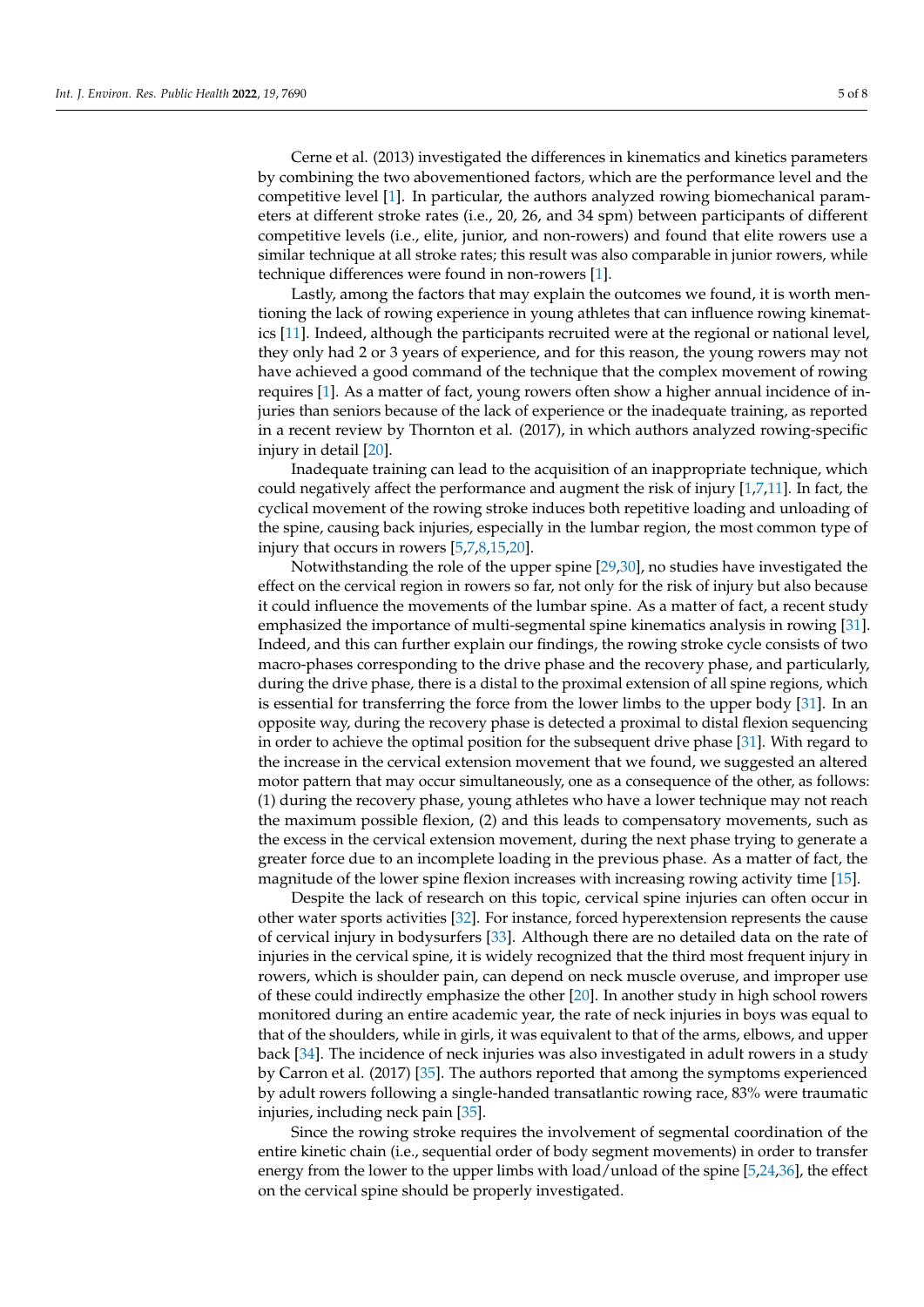Cerne et al. (2013) investigated the differences in kinematics and kinetics parameters by combining the two abovementioned factors, which are the performance level and the competitive level [1]. In particular, the authors analyzed rowing biomechanical parameters at different stroke rates (i.e., 20, 26, and 34 spm) between participants of different competitive levels (i.e., elite, junior, and non-rowers) and found that elite rowers use a similar technique at all stroke rates; this result was also comparable in junior rowers, while technique differences were found in non-rowers [1].

Lastly, among the factors that may explain the outcomes we found, it is worth mentioning the lack of rowing experience in young athletes that can influence rowing kinematics [11]. Indeed, although the participants recruited were at the regional or national level, they only had 2 or 3 years of experience, and for this reason, the young rowers may not have achieved a good command of the technique that the complex movement of rowing requires [1]. As a matter of fact, young rowers often show a higher annual incidence of injuries than seniors because of the lack of experience or the inadequate training, as reported in a recent review by Thornton et al. (2017), in which authors analyzed rowing-specific injury in detail [20].

Inadequate training can lead to the acquisition of an inappropriate technique, which could negatively affect the performance and augment the risk of injury [1,7,11]. In fact, the cyclical movement of the rowing stroke induces both repetitive loading and unloading of the spine, causing back injuries, especially in the lumbar region, the most common type of injury that occurs in rowers [5,7,8,15,20].

Notwithstanding the role of the upper spine [29,30], no studies have investigated the effect on the cervical region in rowers so far, not only for the risk of injury but also because it could influence the movements of the lumbar spine. As a matter of fact, a recent study emphasized the importance of multi-segmental spine kinematics analysis in rowing [31]. Indeed, and this can further explain our findings, the rowing stroke cycle consists of two macro-phases corresponding to the drive phase and the recovery phase, and particularly, during the drive phase, there is a distal to the proximal extension of all spine regions, which is essential for transferring the force from the lower limbs to the upper body [31]. In an opposite way, during the recovery phase is detected a proximal to distal flexion sequencing in order to achieve the optimal position for the subsequent drive phase [31]. With regard to the increase in the cervical extension movement that we found, we suggested an altered motor pattern that may occur simultaneously, one as a consequence of the other, as follows: (1) during the recovery phase, young athletes who have a lower technique may not reach the maximum possible flexion, (2) and this leads to compensatory movements, such as the excess in the cervical extension movement, during the next phase trying to generate a greater force due to an incomplete loading in the previous phase. As a matter of fact, the magnitude of the lower spine flexion increases with increasing rowing activity time [15].

Despite the lack of research on this topic, cervical spine injuries can often occur in other water sports activities [32]. For instance, forced hyperextension represents the cause of cervical injury in bodysurfers [33]. Although there are no detailed data on the rate of injuries in the cervical spine, it is widely recognized that the third most frequent injury in rowers, which is shoulder pain, can depend on neck muscle overuse, and improper use of these could indirectly emphasize the other [20]. In another study in high school rowers monitored during an entire academic year, the rate of neck injuries in boys was equal to that of the shoulders, while in girls, it was equivalent to that of the arms, elbows, and upper back [34]. The incidence of neck injuries was also investigated in adult rowers in a study by Carron et al. (2017) [35]. The authors reported that among the symptoms experienced by adult rowers following a single-handed transatlantic rowing race, 83% were traumatic injuries, including neck pain [35].

Since the rowing stroke requires the involvement of segmental coordination of the entire kinetic chain (i.e., sequential order of body segment movements) in order to transfer energy from the lower to the upper limbs with load/unload of the spine [5,24,36], the effect on the cervical spine should be properly investigated.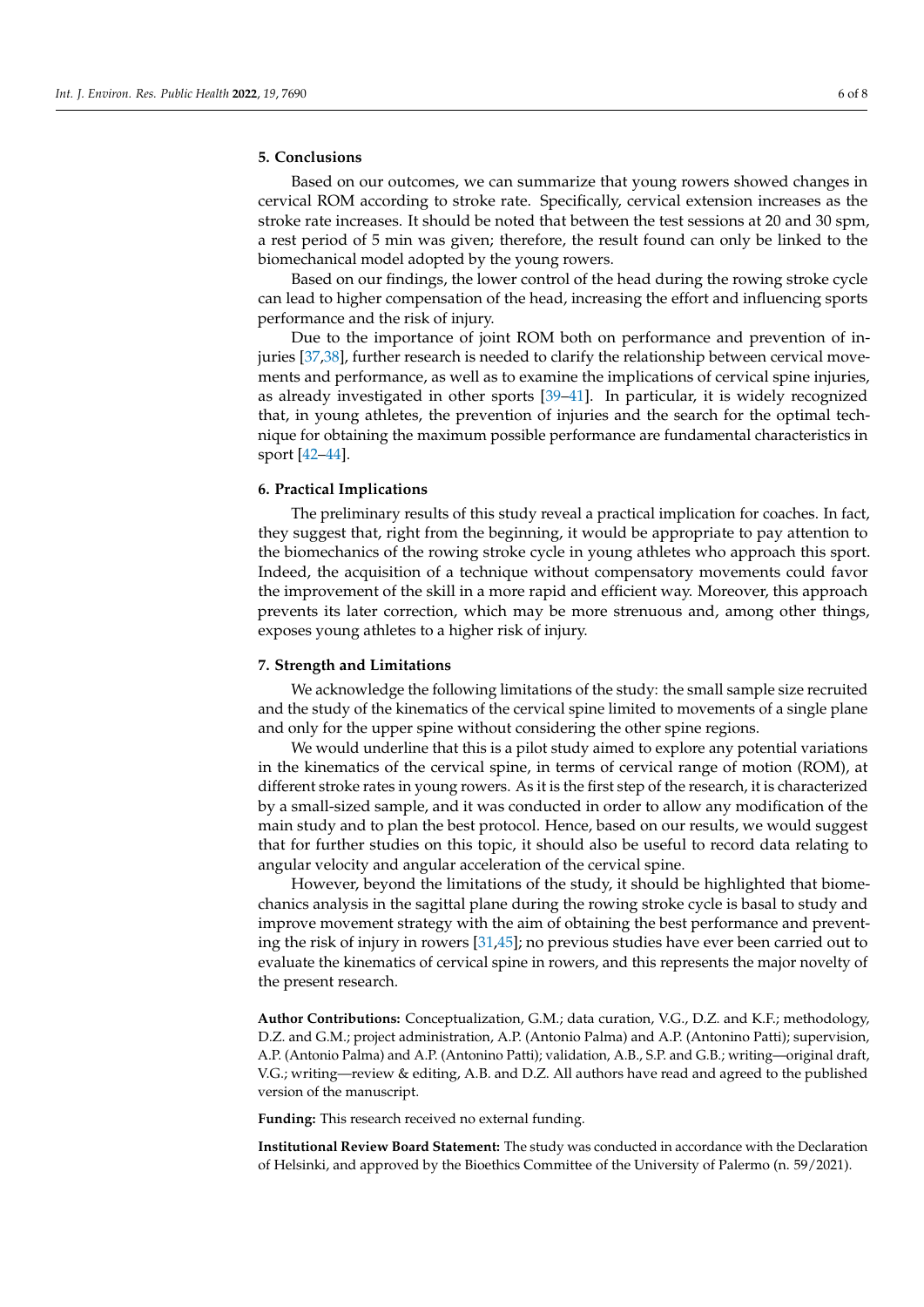## 5. Conclusions

Based on our outcomes, we can summarize that young rowers showed changes in cervical ROM according to stroke rate. Specifically, cervical extension increases as the stroke rate increases. It should be noted that between the test sessions at 20 and 30 spm, a rest period of 5 min was given; therefore, the result found can only be linked to the biomechanical model adopted by the young rowers.

Based on our findings, the lower control of the head during the rowing stroke cycle can lead to higher compensation of the head, increasing the effort and influencing sports performance and the risk of injury.

Due to the importance of joint ROM both on performance and prevention of injuries [37,38], further research is needed to clarify the relationship between cervical movements and performance, as well as to examine the implications of cervical spine injuries, as already investigated in other sports [39–41]. In particular, it is widely recognized that, in young athletes, the prevention of injuries and the search for the optimal technique for obtaining the maximum possible performance are fundamental characteristics in sport [42–44].

## 6. Practical Implications

The preliminary results of this study reveal a practical implication for coaches. In fact, they suggest that, right from the beginning, it would be appropriate to pay attention to the biomechanics of the rowing stroke cycle in young athletes who approach this sport. Indeed, the acquisition of a technique without compensatory movements could favor the improvement of the skill in a more rapid and efficient way. Moreover, this approach prevents its later correction, which may be more strenuous and, among other things, exposes young athletes to a higher risk of injury.

## 7. Strength and Limitations

We acknowledge the following limitations of the study: the small sample size recruited and the study of the kinematics of the cervical spine limited to movements of a single plane and only for the upper spine without considering the other spine regions.

We would underline that this is a pilot study aimed to explore any potential variations in the kinematics of the cervical spine, in terms of cervical range of motion (ROM), at different stroke rates in young rowers. As it is the first step of the research, it is characterized by a small-sized sample, and it was conducted in order to allow any modification of the main study and to plan the best protocol. Hence, based on our results, we would suggest that for further studies on this topic, it should also be useful to record data relating to angular velocity and angular acceleration of the cervical spine.

However, beyond the limitations of the study, it should be highlighted that biomechanics analysis in the sagittal plane during the rowing stroke cycle is basal to study and improve movement strategy with the aim of obtaining the best performance and preventing the risk of injury in rowers [31,45]; no previous studies have ever been carried out to evaluate the kinematics of cervical spine in rowers, and this represents the major novelty of the present research.

**Author Contributions:** Conceptualization, G.M.; data curation, V.G., D.Z. and K.F.; methodology, D.Z. and G.M.; project administration, A.P. (Antonio Palma) and A.P. (Antonino Patti); supervision, A.P. (Antonio Palma) and A.P. (Antonino Patti); validation, A.B., S.P. and G.B.; writing—original draft, V.G.; writing—review & editing, A.B. and D.Z. All authors have read and agreed to the published version of the manuscript.

**Funding:** This research received no external funding.

**Institutional Review Board Statement:** The study was conducted in accordance with the Declaration of Helsinki, and approved by the Bioethics Committee of the University of Palermo (n. 59/2021).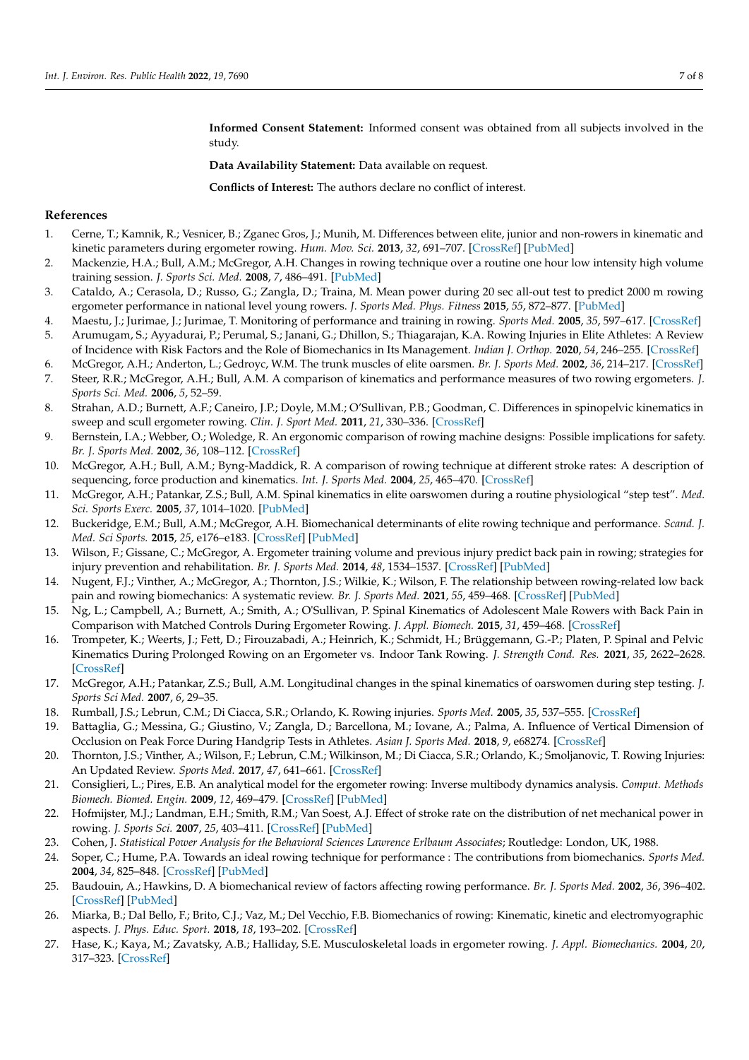**Informed Consent Statement:** Informed consent was obtained from all subjects involved in the study.

**Data Availability Statement:** Data available on request.

**Conflicts of Interest:** The authors declare no conflict of interest.

## References

1. Cerne, T.; Kamnik, R.; Vesnicer, B.; Zganec Gros, J.; Munih, M. Differences between elite, junior and non-rowers in kinematic and kinetic parameters during ergometer rowing. *Hum. Mov. Sci.* **2013**, *32*, 691–707. [CrossRef] [PubMed]
2. Mackenzie, H.A.; Bull, A.M.; McGregor, A.H. Changes in rowing technique over a routine one hour low intensity high volume training session. *J. Sports Sci. Med.* **2008**, *7*, 486–491. [PubMed]
3. Cataldo, A.; Cerasola, D.; Russo, G.; Zangla, D.; Traina, M. Mean power during 20 sec all-out test to predict 2000 m rowing ergometer performance in national level young rowers. *J. Sports Med. Phys. Fitness* **2015**, *55*, 872–877. [PubMed]
4. Maestu, J.; Jurimae, J.; Jurimae, T. Monitoring of performance and training in rowing. *Sports Med.* **2005**, *35*, 597–617. [CrossRef]
5. Arumugam, S.; Ayyadurai, P.; Perumal, S.; Janani, G.; Dhillon, S.; Thiagarajan, K.A. Rowing Injuries in Elite Athletes: A Review of Incidence with Risk Factors and the Role of Biomechanics in Its Management. *Indian J. Orthop.* **2020**, *54*, 246–255. [CrossRef]
6. McGregor, A.H.; Anderton, L.; Gedroyc, W.M. The trunk muscles of elite oarsmen. *Br. J. Sports Med.* **2002**, *36*, 214–217. [CrossRef]
7. Steer, R.R.; McGregor, A.H.; Bull, A.M. A comparison of kinematics and performance measures of two rowing ergometers. *J. Sports Sci. Med.* **2006**, *5*, 52–59.
8. Strahan, A.D.; Burnett, A.F.; Caneiro, J.P.; Doyle, M.M.; O'Sullivan, P.B.; Goodman, C. Differences in spinopelvic kinematics in sweep and scull ergometer rowing. *Clin. J. Sport Med.* **2011**, *21*, 330–336. [CrossRef]
9. Bernstein, I.A.; Webber, O.; Woledge, R. An ergonomic comparison of rowing machine designs: Possible implications for safety. *Br. J. Sports Med.* **2002**, *36*, 108–112. [CrossRef]
10. McGregor, A.H.; Bull, A.M.; Byng-Maddick, R. A comparison of rowing technique at different stroke rates: A description of sequencing, force production and kinematics. *Int. J. Sports Med.* **2004**, *25*, 465–470. [CrossRef]
11. McGregor, A.H.; Patankar, Z.S.; Bull, A.M. Spinal kinematics in elite oarswomen during a routine physiological "step test". *Med. Sci. Sports Exerc.* **2005**, *37*, 1014–1020. [PubMed]
12. Buckeridge, E.M.; Bull, A.M.; McGregor, A.H. Biomechanical determinants of elite rowing technique and performance. *Scand. J. Med. Sci Sports.* **2015**, *25*, e176–e183. [CrossRef] [PubMed]
13. Wilson, F.; Gissane, C.; McGregor, A. Ergometer training volume and previous injury predict back pain in rowing; strategies for injury prevention and rehabilitation. *Br. J. Sports Med.* **2014**, *48*, 1534–1537. [CrossRef] [PubMed]
14. Nugent, F.J.; Vinther, A.; McGregor, A.; Thornton, J.S.; Wilkie, K.; Wilson, F. The relationship between rowing-related low back pain and rowing biomechanics: A systematic review. *Br. J. Sports Med.* **2021**, *55*, 459–468. [CrossRef] [PubMed]
15. Ng, L.; Campbell, A.; Burnett, A.; Smith, A.; O'Sullivan, P. Spinal Kinematics of Adolescent Male Rowers with Back Pain in Comparison with Matched Controls During Ergometer Rowing. *J. Appl. Biomech.* **2015**, *31*, 459–468. [CrossRef]
16. Trompeter, K.; Weerts, J.; Fett, D.; Firouzabadi, A.; Heinrich, K.; Schmidt, H.; Brüggemann, G.-P.; Platen, P. Spinal and Pelvic Kinematics During Prolonged Rowing on an Ergometer vs. Indoor Tank Rowing. *J. Strength Cond. Res.* **2021**, *35*, 2622–2628. [CrossRef]
17. McGregor, A.H.; Patankar, Z.S.; Bull, A.M. Longitudinal changes in the spinal kinematics of oarswomen during step testing. *J. Sports Sci Med.* **2007**, *6*, 29–35.
18. Rumball, J.S.; Lebrun, C.M.; Di Ciacca, S.R.; Orlando, K. Rowing injuries. *Sports Med.* **2005**, *35*, 537–555. [CrossRef]
19. Battaglia, G.; Messina, G.; Giustino, V.; Zangla, D.; Barcellona, M.; Iovane, A.; Palma, A. Influence of Vertical Dimension of Occlusion on Peak Force During Handgrip Tests in Athletes. *Asian J. Sports Med.* **2018**, *9*, e68274. [CrossRef]
20. Thornton, J.S.; Vinther, A.; Wilson, F.; Lebrun, C.M.; Wilkinson, M.; Di Ciacca, S.R.; Orlando, K.; Smoljanovic, T. Rowing Injuries: An Updated Review. *Sports Med.* **2017**, *47*, 641–661. [CrossRef]
21. Consiglieri, L.; Pires, E.B. An analytical model for the ergometer rowing: Inverse multibody dynamics analysis. *Comput. Methods Biomech. Biomed. Engin.* **2009**, *12*, 469–479. [CrossRef] [PubMed]
22. Hofmijster, M.J.; Landman, E.H.; Smith, R.M.; Van Soest, A.J. Effect of stroke rate on the distribution of net mechanical power in rowing. *J. Sports Sci.* **2007**, *25*, 403–411. [CrossRef] [PubMed]
23. Cohen, J. *Statistical Power Analysis for the Behavioral Sciences Lawrence Erlbaum Associates*; Routledge: London, UK, 1988.
24. Soper, C.; Hume, P.A. Towards an ideal rowing technique for performance : The contributions from biomechanics. *Sports Med.* **2004**, *34*, 825–848. [CrossRef] [PubMed]
25. Baudouin, A.; Hawkins, D. A biomechanical review of factors affecting rowing performance. *Br. J. Sports Med.* **2002**, *36*, 396–402. [CrossRef] [PubMed]
26. Miarka, B.; Dal Bello, F.; Brito, C.J.; Vaz, M.; Del Vecchio, F.B. Biomechanics of rowing: Kinematic, kinetic and electromyographic aspects. *J. Phys. Educ. Sport.* **2018**, *18*, 193–202. [CrossRef]
27. Hase, K.; Kaya, M.; Zavatsky, A.B.; Halliday, S.E. Musculoskeletal loads in ergometer rowing. *J. Appl. Biomechanics.* **2004**, *20*, 317–323. [CrossRef]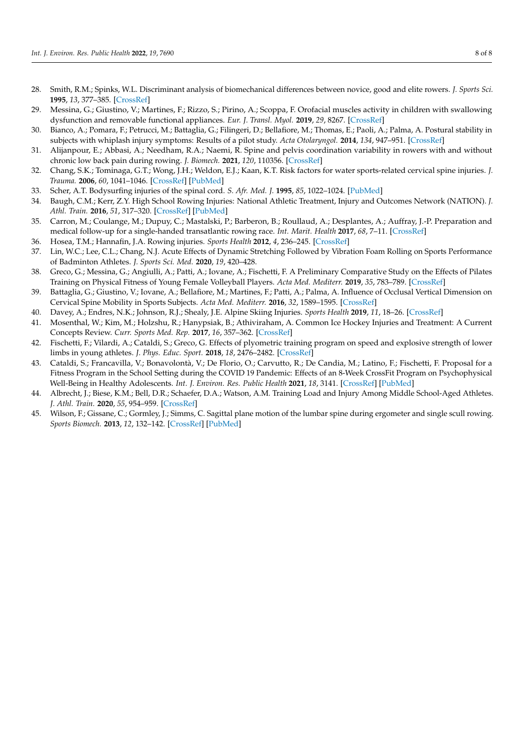28. Smith, R.M.; Spinks, W.L. Discriminant analysis of biomechanical differences between novice, good and elite rowers. *J. Sports Sci.* **1995**, *13*, 377–385. [CrossRef]
29. Messina, G.; Giustino, V.; Martines, F.; Rizzo, S.; Pirino, A.; Scoppa, F. Orofacial muscles activity in children with swallowing dysfunction and removable functional appliances. *Eur. J. Transl. Myol.* **2019**, *29*, 8267. [CrossRef]
30. Bianco, A.; Pomara, F.; Petrucci, M.; Battaglia, G.; Filingeri, D.; Bellafiore, M.; Thomas, E.; Paoli, A.; Palma, A. Postural stability in subjects with whiplash injury symptoms: Results of a pilot study. *Acta Otolaryngol.* **2014**, *134*, 947–951. [CrossRef]
31. Alijanpour, E.; Abbasi, A.; Needham, R.A.; Naemi, R. Spine and pelvis coordination variability in rowers with and without chronic low back pain during rowing. *J. Biomech.* **2021**, *120*, 110356. [CrossRef]
32. Chang, S.K.; Tominaga, G.T.; Wong, J.H.; Weldon, E.J.; Kaan, K.T. Risk factors for water sports-related cervical spine injuries. *J. Trauma.* **2006**, *60*, 1041–1046. [CrossRef] [PubMed]
33. Scher, A.T. Bodysurfing injuries of the spinal cord. *S. Afr. Med. J.* **1995**, *85*, 1022–1024. [PubMed]
34. Baugh, C.M.; Kerr, Z.Y. High School Rowing Injuries: National Athletic Treatment, Injury and Outcomes Network (NATION). *J. Athl. Train.* **2016**, *51*, 317–320. [CrossRef] [PubMed]
35. Carron, M.; Coulange, M.; Dupuy, C.; Mastalski, P.; Barberon, B.; Roullaud, A.; Desplantes, A.; Auffray, J.-P. Preparation and medical follow-up for a single-handed transatlantic rowing race. *Int. Marit. Health* **2017**, *68*, 7–11. [CrossRef]
36. Hosea, T.M.; Hannafin, J.A. Rowing injuries. *Sports Health* **2012**, *4*, 236–245. [CrossRef]
37. Lin, W.C.; Lee, C.L.; Chang, N.J. Acute Effects of Dynamic Stretching Followed by Vibration Foam Rolling on Sports Performance of Badminton Athletes. *J. Sports Sci. Med.* **2020**, *19*, 420–428.
38. Greco, G.; Messina, G.; Angiulli, A.; Patti, A.; Iovane, A.; Fischetti, F. A Preliminary Comparative Study on the Effects of Pilates Training on Physical Fitness of Young Female Volleyball Players. *Acta Med. Mediterr.* **2019**, *35*, 783–789. [CrossRef]
39. Battaglia, G.; Giustino, V.; Iovane, A.; Bellafiore, M.; Martines, F.; Patti, A.; Palma, A. Influence of Occlusal Vertical Dimension on Cervical Spine Mobility in Sports Subjects. *Acta Med. Mediterr.* **2016**, *32*, 1589–1595. [CrossRef]
40. Davey, A.; Endres, N.K.; Johnson, R.J.; Shealy, J.E. Alpine Skiing Injuries. *Sports Health* **2019**, *11*, 18–26. [CrossRef]
41. Mosenthal, W.; Kim, M.; Holzshu, R.; Hanypsiak, B.; Athiviraham, A. Common Ice Hockey Injuries and Treatment: A Current Concepts Review. *Curr. Sports Med. Rep.* **2017**, *16*, 357–362. [CrossRef]
42. Fischetti, F.; Vilardi, A.; Cataldi, S.; Greco, G. Effects of plyometric training program on speed and explosive strength of lower limbs in young athletes. *J. Phys. Educ. Sport.* **2018**, *18*, 2476–2482. [CrossRef]
43. Cataldi, S.; Francavilla, V.; Bonavolontà, V.; De Florio, O.; Carvutto, R.; De Candia, M.; Latino, F.; Fischetti, F. Proposal for a Fitness Program in the School Setting during the COVID 19 Pandemic: Effects of an 8-Week CrossFit Program on Psychophysical Well-Being in Healthy Adolescents. *Int. J. Environ. Res. Public Health* **2021**, *18*, 3141. [CrossRef] [PubMed]
44. Albrecht, J.; Biese, K.M.; Bell, D.R.; Schaefer, D.A.; Watson, A.M. Training Load and Injury Among Middle School-Aged Athletes. *J. Athl. Train.* **2020**, *55*, 954–959. [CrossRef]
45. Wilson, F.; Gissane, C.; Gormley, J.; Simms, C. Sagittal plane motion of the lumbar spine during ergometer and single scull rowing. *Sports Biomech.* **2013**, *12*, 132–142. [CrossRef] [PubMed]